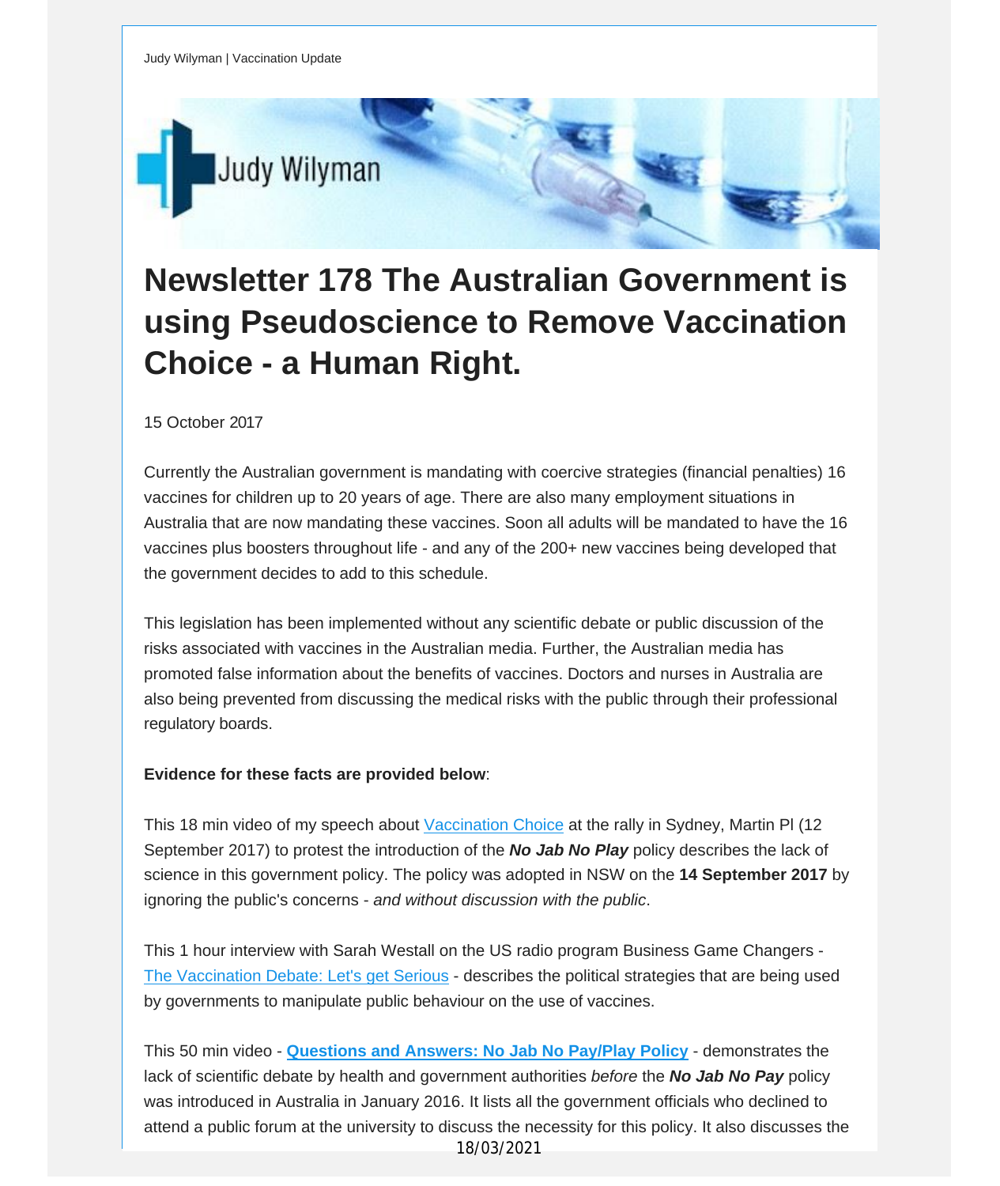Judy Wilyman | Vaccination Update

# Newsletter 178 The Australian Government is using Pseudoscience to Remove Vaccination Choice - a Human Right.

15 October 2017

Currently the Australian government is mandating with coercive strategies (financial penalties) 16 vaccines for children up to 20 years of age. There are also many employment situations in Australia that are now mandating these vaccines. Soon all adults will be mandated to have the 16 vaccines plus boosters throughout life - and any of the 200+ new vaccines being developed that the government decides to add to this schedule.

This legislation has been implemented without any scientific debate or public discussion of the risks associated with vaccines in the Australian media. Further, the Australian media has promoted false information about the benefits of vaccines. Doctors and nurses in Australia are also being prevented from discussing the medical risks with the public through their professional regulatory boards.

**Evidence for these facts are provided below**:

This 18 min video of my speech about Vaccination Choice at the rally in Sydney, Martin Pl (12 September 2017) to protest the introduction of the ***No Jab No Play*** policy describes the lack of science in this government policy. The policy was adopted in NSW on the **14 September 2017** by ignoring the public's concerns - *and without discussion with the public*.

This 1 hour interview with Sarah Westall on the US radio program Business Game Changers - The Vaccination Debate: Let's get Serious - describes the political strategies that are being used by governments to manipulate public behaviour on the use of vaccines.

This 50 min video - **Questions and Answers: No Jab No Pay/Play Policy** - demonstrates the lack of scientific debate by health and government authorities *before* the ***No Jab No Pay*** policy was introduced in Australia in January 2016. It lists all the government officials who declined to attend a public forum at the university to discuss the necessity for this policy. It also discusses the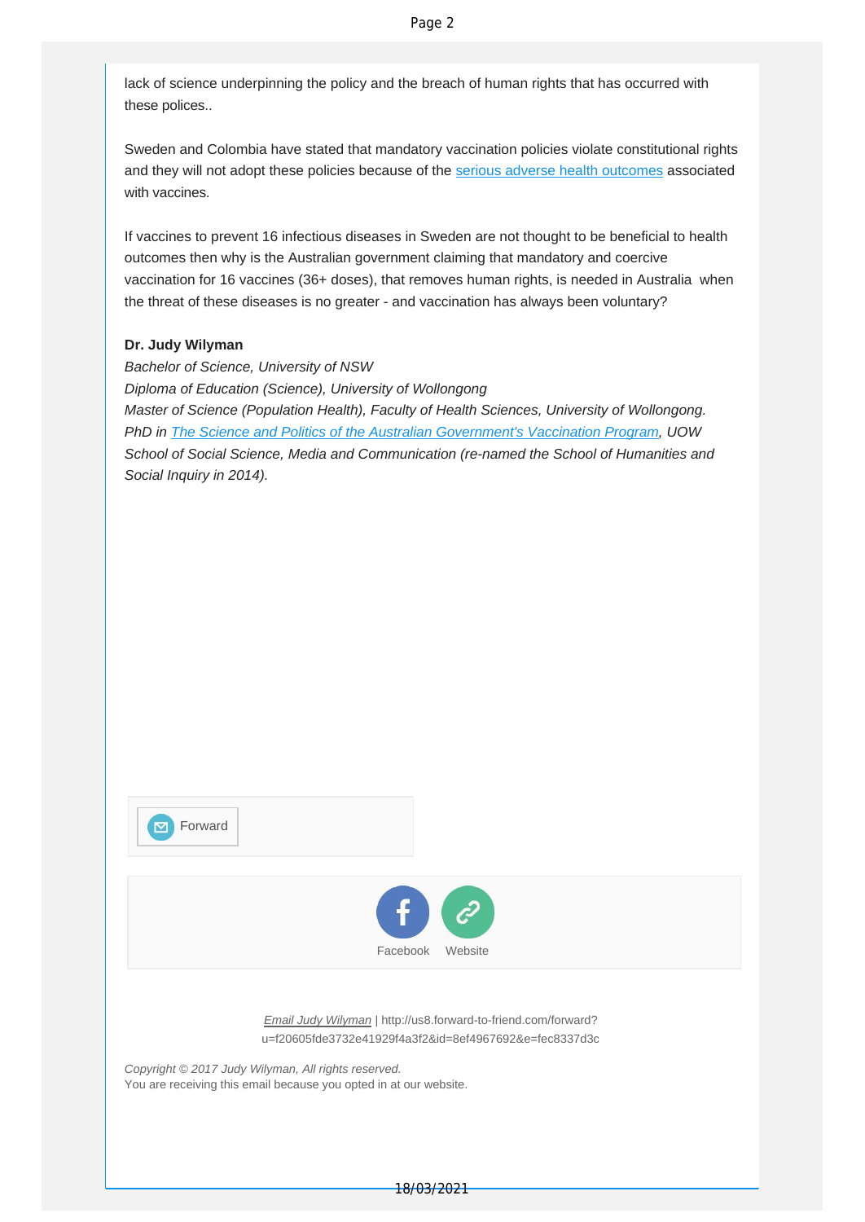lack of science underpinning the policy and the breach of human rights that has occurred with these polices..

Sweden and Colombia have stated that mandatory vaccination policies violate constitutional rights and they will not adopt these policies because of the serious adverse health outcomes associated with vaccines.

If vaccines to prevent 16 infectious diseases in Sweden are not thought to be beneficial to health outcomes then why is the Australian government claiming that mandatory and coercive vaccination for 16 vaccines (36+ doses), that removes human rights, is needed in Australia when the threat of these diseases is no greater - and vaccination has always been voluntary?

**Dr. Judy Wilyman**
*Bachelor of Science, University of NSW*
*Diploma of Education (Science), University of Wollongong*
*Master of Science (Population Health), Faculty of Health Sciences, University of Wollongong.*
*PhD in The Science and Politics of the Australian Government's Vaccination Program, UOW School of Social Science, Media and Communication (re-named the School of Humanities and Social Inquiry in 2014).*

Forward

Facebook Website

*Email Judy Wilyman* | http://us8.forward-to-friend.com/forward?u=f20605fde3732e41929f4a3f2&id=8ef4967692&e=fec8337d3c

*Copyright © 2017 Judy Wilyman, All rights reserved.*
You are receiving this email because you opted in at our website.